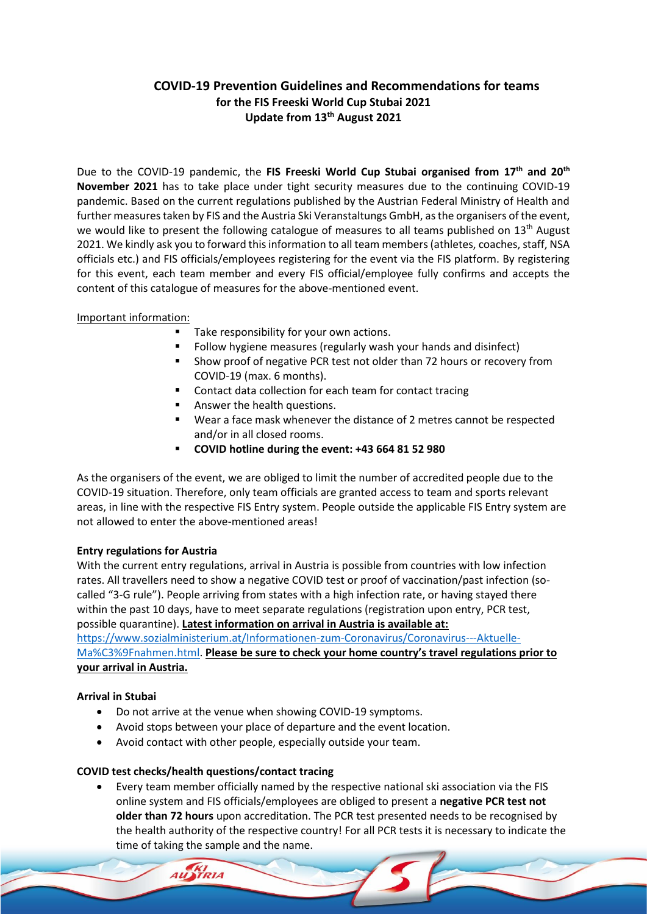# COVID-19 Prevention Guidelines and Recommendations for teams

**for the FIS Freeski World Cup Stubai 2021**

**Update from 13th August 2021**

Due to the COVID-19 pandemic, the **FIS Freeski World Cup Stubai organised from 17th and 20th November 2021** has to take place under tight security measures due to the continuing COVID-19 pandemic. Based on the current regulations published by the Austrian Federal Ministry of Health and further measures taken by FIS and the Austria Ski Veranstaltungs GmbH, as the organisers of the event, we would like to present the following catalogue of measures to all teams published on 13th August 2021. We kindly ask you to forward this information to all team members (athletes, coaches, staff, NSA officials etc.) and FIS officials/employees registering for the event via the FIS platform. By registering for this event, each team member and every FIS official/employee fully confirms and accepts the content of this catalogue of measures for the above-mentioned event.

Important information:

- Take responsibility for your own actions.
- Follow hygiene measures (regularly wash your hands and disinfect)
- Show proof of negative PCR test not older than 72 hours or recovery from COVID-19 (max. 6 months).
- Contact data collection for each team for contact tracing
- Answer the health questions.
- Wear a face mask whenever the distance of 2 metres cannot be respected and/or in all closed rooms.
- **COVID hotline during the event: +43 664 81 52 980**

As the organisers of the event, we are obliged to limit the number of accredited people due to the COVID-19 situation. Therefore, only team officials are granted access to team and sports relevant areas, in line with the respective FIS Entry system. People outside the applicable FIS Entry system are not allowed to enter the above-mentioned areas!

**Entry regulations for Austria**

With the current entry regulations, arrival in Austria is possible from countries with low infection rates. All travellers need to show a negative COVID test or proof of vaccination/past infection (so-called "3-G rule"). People arriving from states with a high infection rate, or having stayed there within the past 10 days, have to meet separate regulations (registration upon entry, PCR test, possible quarantine). **Latest information on arrival in Austria is available at:** https://www.sozialministerium.at/Informationen-zum-Coronavirus/Coronavirus---Aktuelle-Ma%C3%9Fnahmen.html. **Please be sure to check your home country's travel regulations prior to your arrival in Austria.**

**Arrival in Stubai**

- Do not arrive at the venue when showing COVID-19 symptoms.
- Avoid stops between your place of departure and the event location.
- Avoid contact with other people, especially outside your team.

**COVID test checks/health questions/contact tracing**

- Every team member officially named by the respective national ski association via the FIS online system and FIS officials/employees are obliged to present a **negative PCR test not older than 72 hours** upon accreditation. The PCR test presented needs to be recognised by the health authority of the respective country! For all PCR tests it is necessary to indicate the time of taking the sample and the name.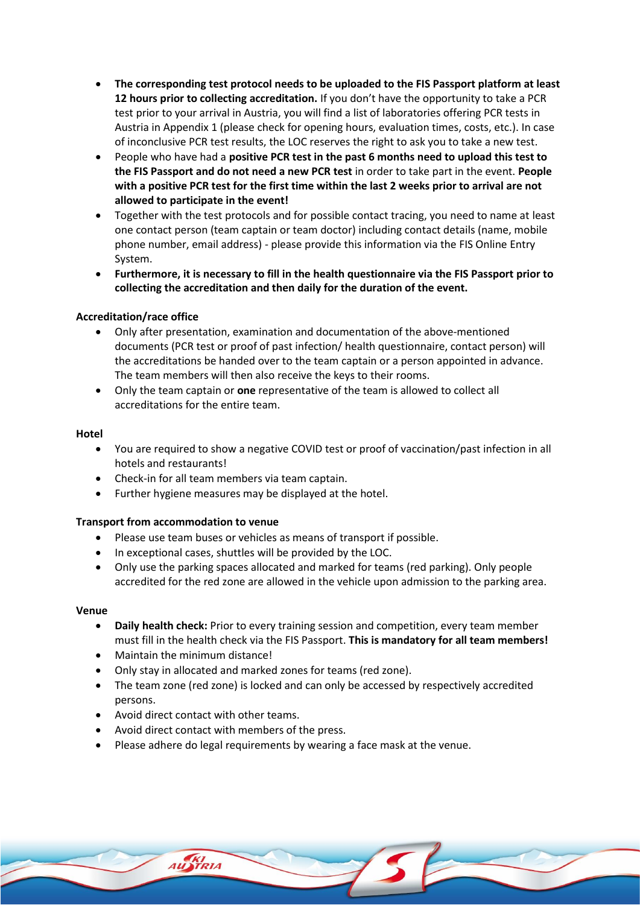- **The corresponding test protocol needs to be uploaded to the FIS Passport platform at least 12 hours prior to collecting accreditation.** If you don't have the opportunity to take a PCR test prior to your arrival in Austria, you will find a list of laboratories offering PCR tests in Austria in Appendix 1 (please check for opening hours, evaluation times, costs, etc.). In case of inconclusive PCR test results, the LOC reserves the right to ask you to take a new test.
- People who have had a **positive PCR test in the past 6 months need to upload this test to the FIS Passport and do not need a new PCR test** in order to take part in the event. **People with a positive PCR test for the first time within the last 2 weeks prior to arrival are not allowed to participate in the event!**
- Together with the test protocols and for possible contact tracing, you need to name at least one contact person (team captain or team doctor) including contact details (name, mobile phone number, email address) - please provide this information via the FIS Online Entry System.
- **Furthermore, it is necessary to fill in the health questionnaire via the FIS Passport prior to collecting the accreditation and then daily for the duration of the event.**

**Accreditation/race office**

- Only after presentation, examination and documentation of the above-mentioned documents (PCR test or proof of past infection/ health questionnaire, contact person) will the accreditations be handed over to the team captain or a person appointed in advance. The team members will then also receive the keys to their rooms.
- Only the team captain or **one** representative of the team is allowed to collect all accreditations for the entire team.

**Hotel**

- You are required to show a negative COVID test or proof of vaccination/past infection in all hotels and restaurants!
- Check-in for all team members via team captain.
- Further hygiene measures may be displayed at the hotel.

**Transport from accommodation to venue**

- Please use team buses or vehicles as means of transport if possible.
- In exceptional cases, shuttles will be provided by the LOC.
- Only use the parking spaces allocated and marked for teams (red parking). Only people accredited for the red zone are allowed in the vehicle upon admission to the parking area.

**Venue**

- **Daily health check:** Prior to every training session and competition, every team member must fill in the health check via the FIS Passport. **This is mandatory for all team members!**
- Maintain the minimum distance!
- Only stay in allocated and marked zones for teams (red zone).
- The team zone (red zone) is locked and can only be accessed by respectively accredited persons.
- Avoid direct contact with other teams.
- Avoid direct contact with members of the press.
- Please adhere do legal requirements by wearing a face mask at the venue.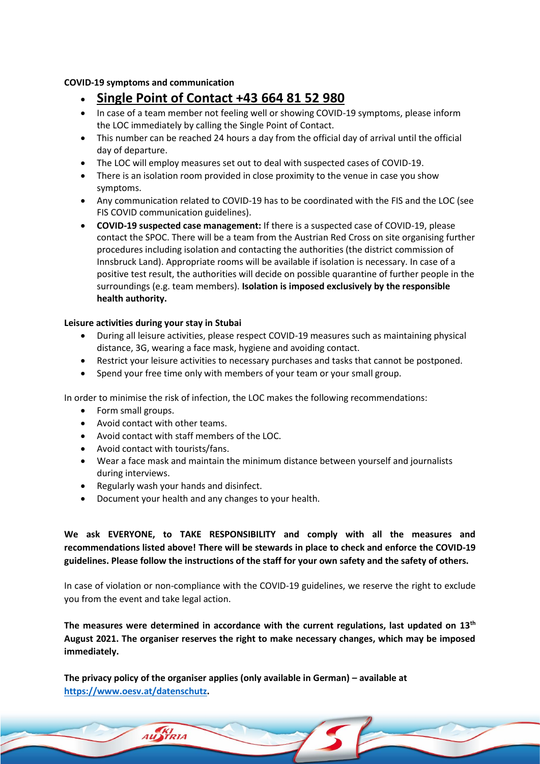**COVID-19 symptoms and communication**

- **Single Point of Contact +43 664 81 52 980**
- In case of a team member not feeling well or showing COVID-19 symptoms, please inform the LOC immediately by calling the Single Point of Contact.
- This number can be reached 24 hours a day from the official day of arrival until the official day of departure.
- The LOC will employ measures set out to deal with suspected cases of COVID-19.
- There is an isolation room provided in close proximity to the venue in case you show symptoms.
- Any communication related to COVID-19 has to be coordinated with the FIS and the LOC (see FIS COVID communication guidelines).
- **COVID-19 suspected case management:** If there is a suspected case of COVID-19, please contact the SPOC. There will be a team from the Austrian Red Cross on site organising further procedures including isolation and contacting the authorities (the district commission of Innsbruck Land). Appropriate rooms will be available if isolation is necessary. In case of a positive test result, the authorities will decide on possible quarantine of further people in the surroundings (e.g. team members). **Isolation is imposed exclusively by the responsible health authority.**

**Leisure activities during your stay in Stubai**

- During all leisure activities, please respect COVID-19 measures such as maintaining physical distance, 3G, wearing a face mask, hygiene and avoiding contact.
- Restrict your leisure activities to necessary purchases and tasks that cannot be postponed.
- Spend your free time only with members of your team or your small group.

In order to minimise the risk of infection, the LOC makes the following recommendations:

- Form small groups.
- Avoid contact with other teams.
- Avoid contact with staff members of the LOC.
- Avoid contact with tourists/fans.
- Wear a face mask and maintain the minimum distance between yourself and journalists during interviews.
- Regularly wash your hands and disinfect.
- Document your health and any changes to your health.

**We ask EVERYONE, to TAKE RESPONSIBILITY and comply with all the measures and recommendations listed above! There will be stewards in place to check and enforce the COVID-19 guidelines. Please follow the instructions of the staff for your own safety and the safety of others.**

In case of violation or non-compliance with the COVID-19 guidelines, we reserve the right to exclude you from the event and take legal action.

**The measures were determined in accordance with the current regulations, last updated on 13th August 2021. The organiser reserves the right to make necessary changes, which may be imposed immediately.**

**The privacy policy of the organiser applies (only available in German) – available at [https://www.oesv.at/datenschutz](https://www.oesv.at/datenschutz).**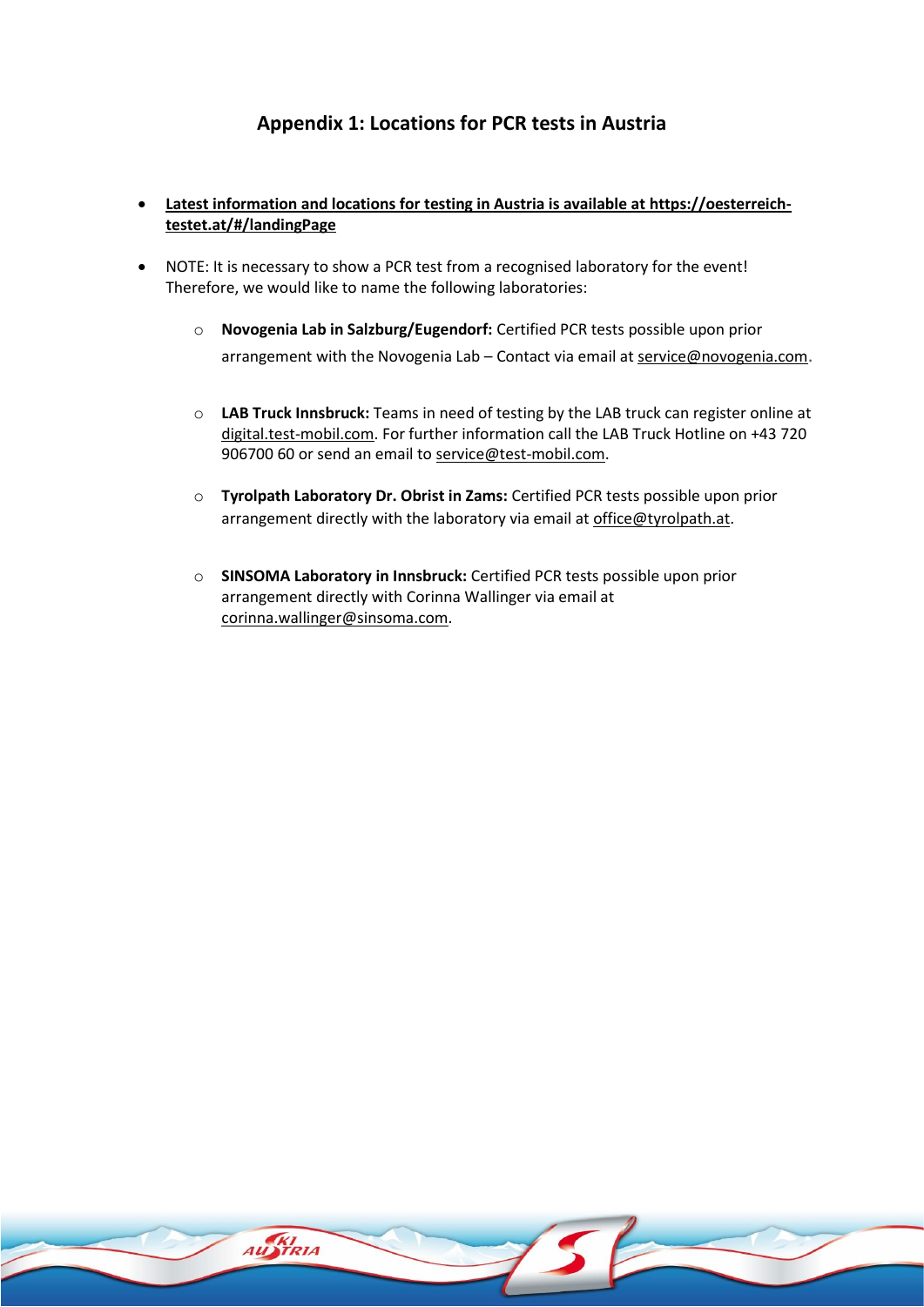## Appendix 1: Locations for PCR tests in Austria

- **Latest information and locations for testing in Austria is available at https://oesterreich-testet.at/#/landingPage**
- NOTE: It is necessary to show a PCR test from a recognised laboratory for the event! Therefore, we would like to name the following laboratories:
  - **Novogenia Lab in Salzburg/Eugendorf:** Certified PCR tests possible upon prior arrangement with the Novogenia Lab – Contact via email at service@novogenia.com.
  - **LAB Truck Innsbruck:** Teams in need of testing by the LAB truck can register online at digital.test-mobil.com. For further information call the LAB Truck Hotline on +43 720 906700 60 or send an email to service@test-mobil.com.
  - **Tyrolpath Laboratory Dr. Obrist in Zams:** Certified PCR tests possible upon prior arrangement directly with the laboratory via email at office@tyrolpath.at.
  - **SINSOMA Laboratory in Innsbruck:** Certified PCR tests possible upon prior arrangement directly with Corinna Wallinger via email at corinna.wallinger@sinsoma.com.